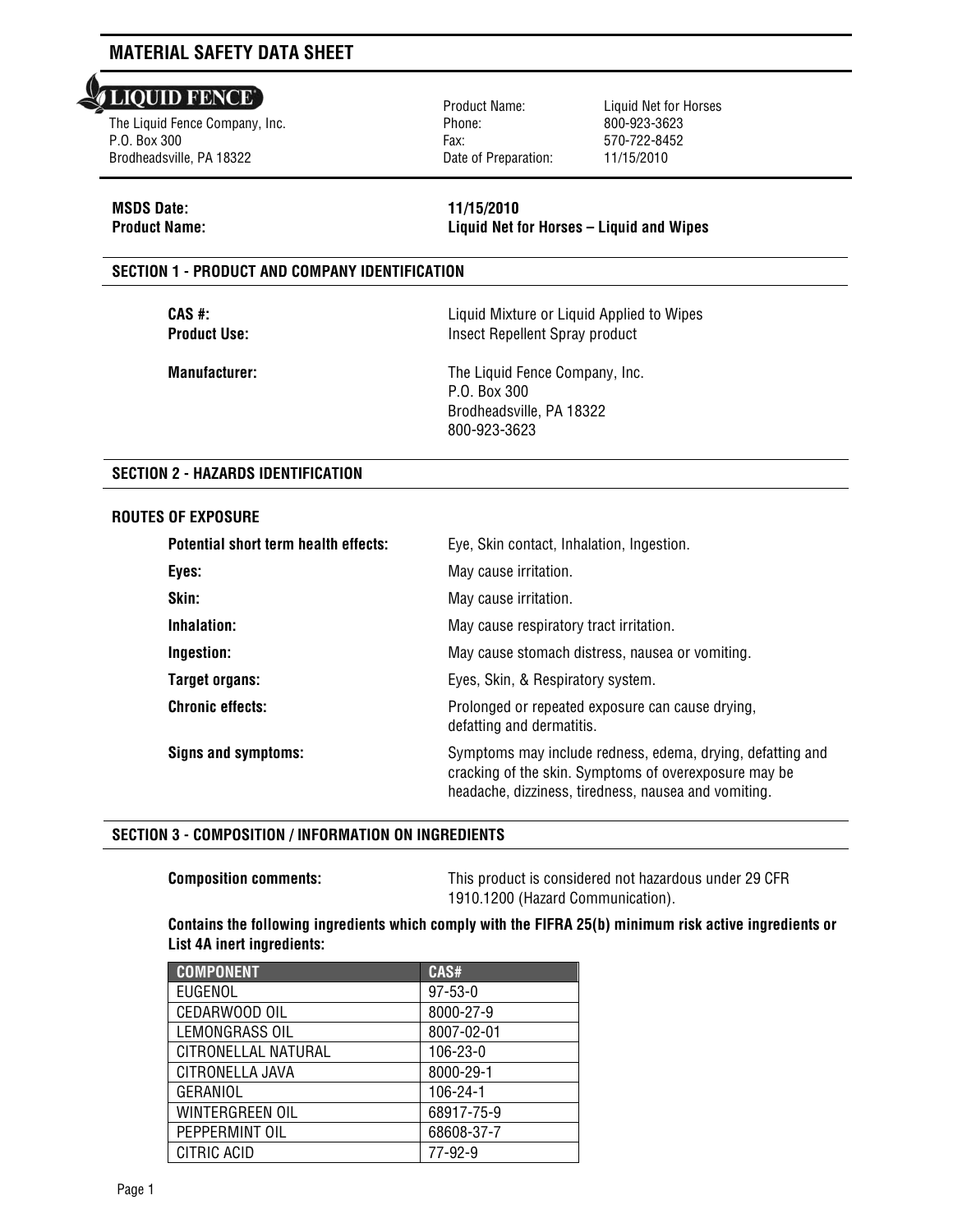# MATERIAL SAFETY DATA SHEET

LIQUID FENCE®

The Liquid Fence Company, Inc.
P.O. Box 300
Brodheadsville, PA 18322

Product Name: Liquid Net for Horses
Phone: 800-923-3623
Fax: 570-722-8452
Date of Preparation: 11/15/2010

**MSDS Date:** **11/15/2010**
**Product Name:** **Liquid Net for Horses – Liquid and Wipes**

## SECTION 1 - PRODUCT AND COMPANY IDENTIFICATION

**CAS #:** Liquid Mixture or Liquid Applied to Wipes
**Product Use:** Insect Repellent Spray product

**Manufacturer:** The Liquid Fence Company, Inc.
P.O. Box 300
Brodheadsville, PA 18322
800-923-3623

## SECTION 2 - HAZARDS IDENTIFICATION

### ROUTES OF EXPOSURE

**Potential short term health effects:** Eye, Skin contact, Inhalation, Ingestion.

**Eyes:** May cause irritation.

**Skin:** May cause irritation.

**Inhalation:** May cause respiratory tract irritation.

**Ingestion:** May cause stomach distress, nausea or vomiting.

**Target organs:** Eyes, Skin, & Respiratory system.

**Chronic effects:** Prolonged or repeated exposure can cause drying, defatting and dermatitis.

**Signs and symptoms:** Symptoms may include redness, edema, drying, defatting and cracking of the skin. Symptoms of overexposure may be headache, dizziness, tiredness, nausea and vomiting.

## SECTION 3 - COMPOSITION / INFORMATION ON INGREDIENTS

**Composition comments:** This product is considered not hazardous under 29 CFR 1910.1200 (Hazard Communication).

**Contains the following ingredients which comply with the FIFRA 25(b) minimum risk active ingredients or List 4A inert ingredients:**

| COMPONENT | CAS# |
|---|---|
| EUGENOL | 97-53-0 |
| CEDARWOOD OIL | 8000-27-9 |
| LEMONGRASS OIL | 8007-02-01 |
| CITRONELLAL NATURAL | 106-23-0 |
| CITRONELLA JAVA | 8000-29-1 |
| GERANIOL | 106-24-1 |
| WINTERGREEN OIL | 68917-75-9 |
| PEPPERMINT OIL | 68608-37-7 |
| CITRIC ACID | 77-92-9 |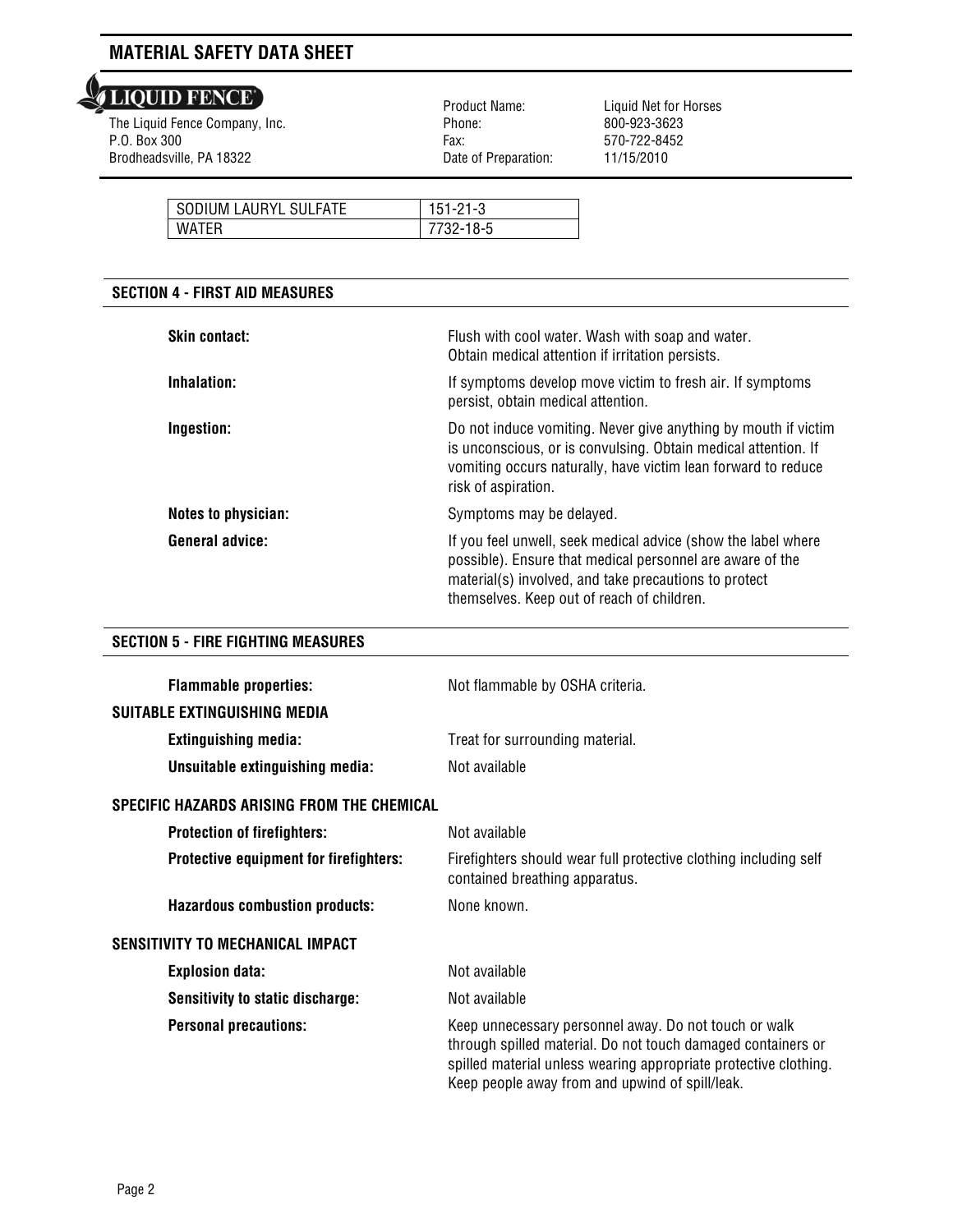# MATERIAL SAFETY DATA SHEET

**LIQUID FENCE**

The Liquid Fence Company, Inc.
P.O. Box 300
Brodheadsville, PA 18322

Product Name: Liquid Net for Horses
Phone: 800-923-3623
Fax: 570-722-8452
Date of Preparation: 11/15/2010

| SODIUM LAURYL SULFATE | 151-21-3 |
|---|---|
| WATER | 7732-18-5 |

## SECTION 4 - FIRST AID MEASURES

**Skin contact:** Flush with cool water. Wash with soap and water. Obtain medical attention if irritation persists.

**Inhalation:** If symptoms develop move victim to fresh air. If symptoms persist, obtain medical attention.

**Ingestion:** Do not induce vomiting. Never give anything by mouth if victim is unconscious, or is convulsing. Obtain medical attention. If vomiting occurs naturally, have victim lean forward to reduce risk of aspiration.

**Notes to physician:** Symptoms may be delayed.

**General advice:** If you feel unwell, seek medical advice (show the label where possible). Ensure that medical personnel are aware of the material(s) involved, and take precautions to protect themselves. Keep out of reach of children.

## SECTION 5 - FIRE FIGHTING MEASURES

**Flammable properties:** Not flammable by OSHA criteria.

### SUITABLE EXTINGUISHING MEDIA

**Extinguishing media:** Treat for surrounding material.

**Unsuitable extinguishing media:** Not available

### SPECIFIC HAZARDS ARISING FROM THE CHEMICAL

**Protection of firefighters:** Not available

**Protective equipment for firefighters:** Firefighters should wear full protective clothing including self contained breathing apparatus.

**Hazardous combustion products:** None known.

### SENSITIVITY TO MECHANICAL IMPACT

**Explosion data:** Not available

**Sensitivity to static discharge:** Not available

**Personal precautions:** Keep unnecessary personnel away. Do not touch or walk through spilled material. Do not touch damaged containers or spilled material unless wearing appropriate protective clothing. Keep people away from and upwind of spill/leak.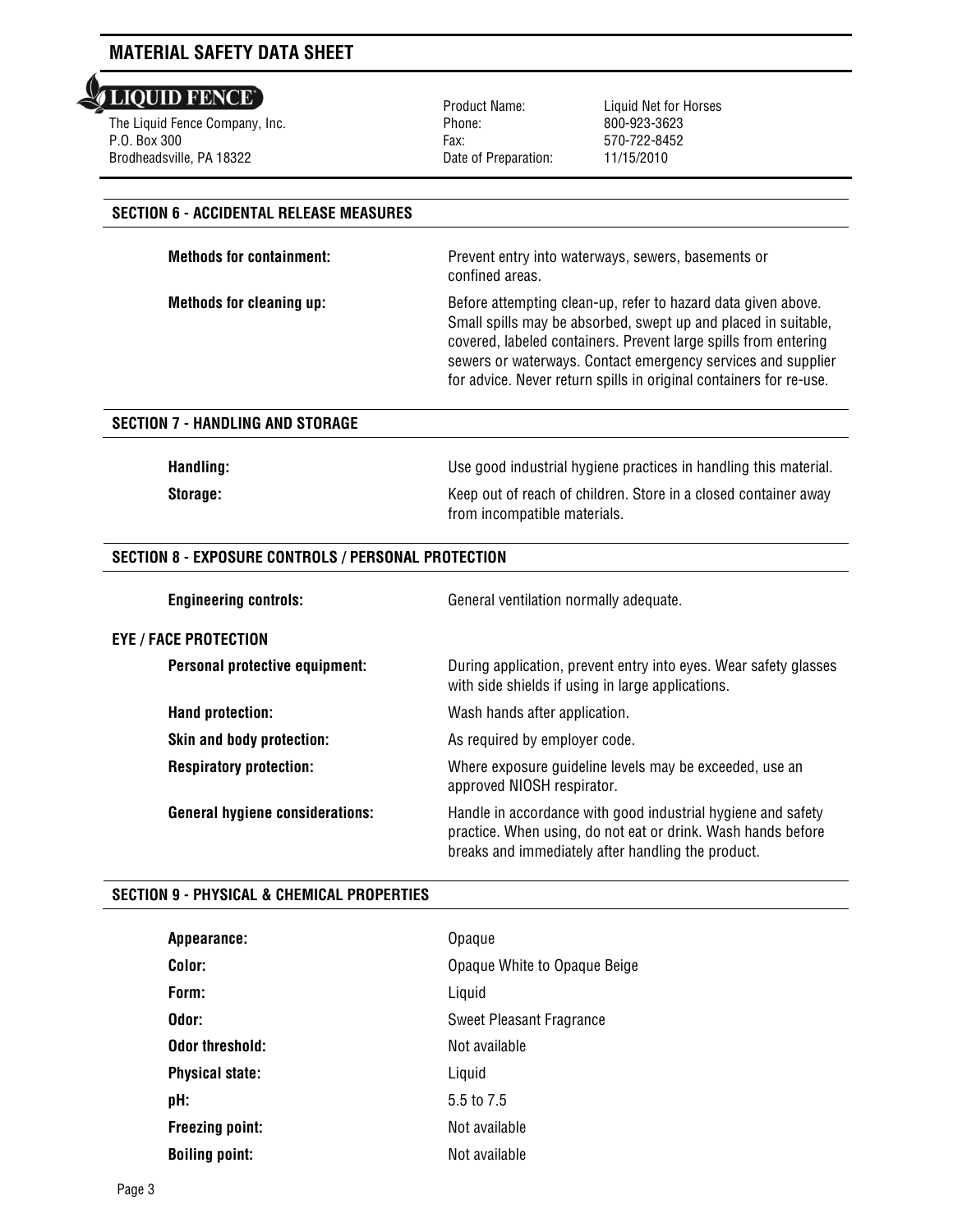## SECTION 6 - ACCIDENTAL RELEASE MEASURES

**Methods for containment:** Prevent entry into waterways, sewers, basements or confined areas.

**Methods for cleaning up:** Before attempting clean-up, refer to hazard data given above. Small spills may be absorbed, swept up and placed in suitable, covered, labeled containers. Prevent large spills from entering sewers or waterways. Contact emergency services and supplier for advice. Never return spills in original containers for re-use.

## SECTION 7 - HANDLING AND STORAGE

**Handling:** Use good industrial hygiene practices in handling this material.

**Storage:** Keep out of reach of children. Store in a closed container away from incompatible materials.

## SECTION 8 - EXPOSURE CONTROLS / PERSONAL PROTECTION

**Engineering controls:** General ventilation normally adequate.

### EYE / FACE PROTECTION

**Personal protective equipment:** During application, prevent entry into eyes. Wear safety glasses with side shields if using in large applications.

**Hand protection:** Wash hands after application.

**Skin and body protection:** As required by employer code.

**Respiratory protection:** Where exposure guideline levels may be exceeded, use an approved NIOSH respirator.

**General hygiene considerations:** Handle in accordance with good industrial hygiene and safety practice. When using, do not eat or drink. Wash hands before breaks and immediately after handling the product.

## SECTION 9 - PHYSICAL & CHEMICAL PROPERTIES

| | |
|---|---|
| **Appearance:** | Opaque |
| **Color:** | Opaque White to Opaque Beige |
| **Form:** | Liquid |
| **Odor:** | Sweet Pleasant Fragrance |
| **Odor threshold:** | Not available |
| **Physical state:** | Liquid |
| **pH:** | 5.5 to 7.5 |
| **Freezing point:** | Not available |
| **Boiling point:** | Not available |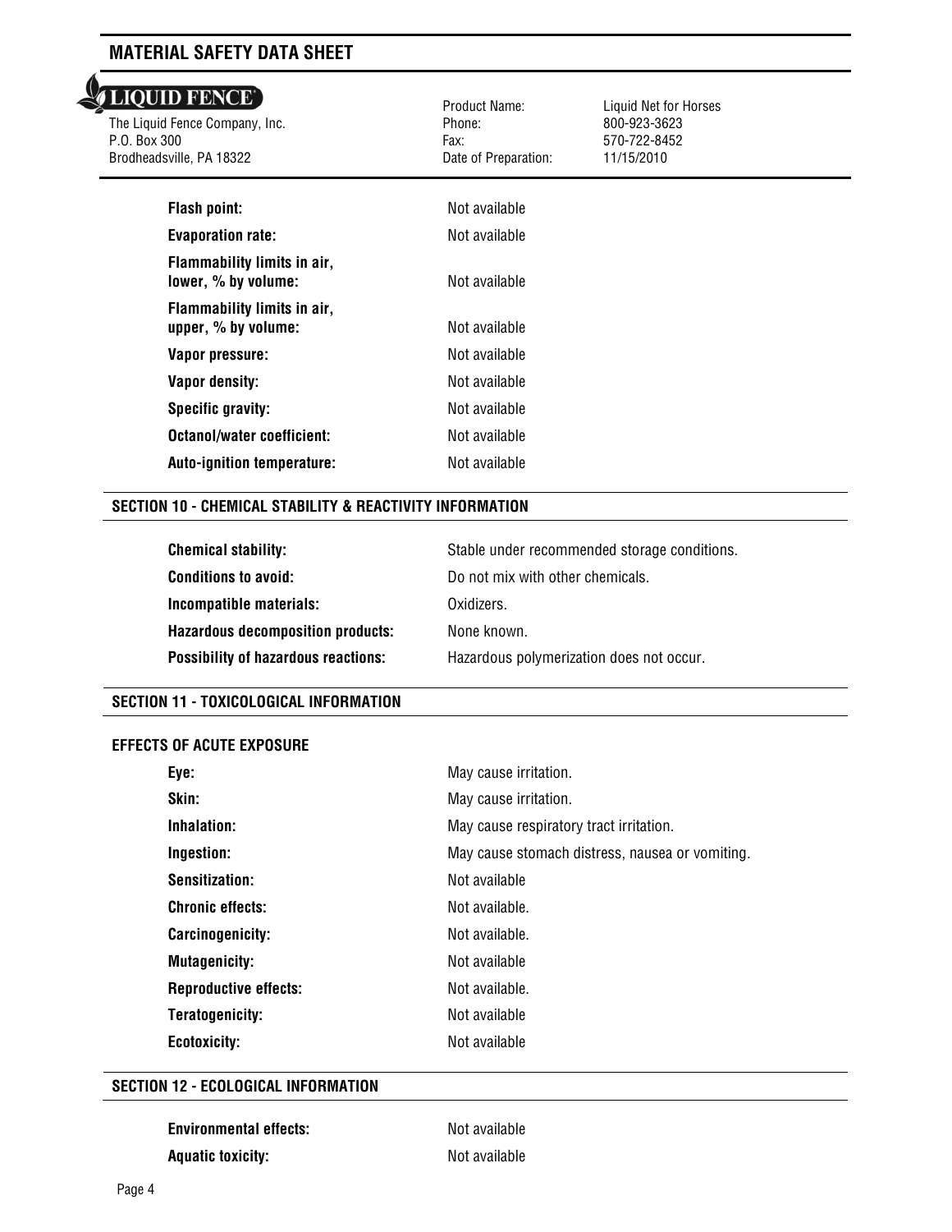| | |
|---|---|
| **Flash point:** | Not available |
| **Evaporation rate:** | Not available |
| **Flammability limits in air, lower, % by volume:** | Not available |
| **Flammability limits in air, upper, % by volume:** | Not available |
| **Vapor pressure:** | Not available |
| **Vapor density:** | Not available |
| **Specific gravity:** | Not available |
| **Octanol/water coefficient:** | Not available |
| **Auto-ignition temperature:** | Not available |

## SECTION 10 - CHEMICAL STABILITY & REACTIVITY INFORMATION

| | |
|---|---|
| **Chemical stability:** | Stable under recommended storage conditions. |
| **Conditions to avoid:** | Do not mix with other chemicals. |
| **Incompatible materials:** | Oxidizers. |
| **Hazardous decomposition products:** | None known. |
| **Possibility of hazardous reactions:** | Hazardous polymerization does not occur. |

## SECTION 11 - TOXICOLOGICAL INFORMATION

### EFFECTS OF ACUTE EXPOSURE

| | |
|---|---|
| **Eye:** | May cause irritation. |
| **Skin:** | May cause irritation. |
| **Inhalation:** | May cause respiratory tract irritation. |
| **Ingestion:** | May cause stomach distress, nausea or vomiting. |
| **Sensitization:** | Not available |
| **Chronic effects:** | Not available. |
| **Carcinogenicity:** | Not available. |
| **Mutagenicity:** | Not available |
| **Reproductive effects:** | Not available. |
| **Teratogenicity:** | Not available |
| **Ecotoxicity:** | Not available |

## SECTION 12 - ECOLOGICAL INFORMATION

| | |
|---|---|
| **Environmental effects:** | Not available |
| **Aquatic toxicity:** | Not available |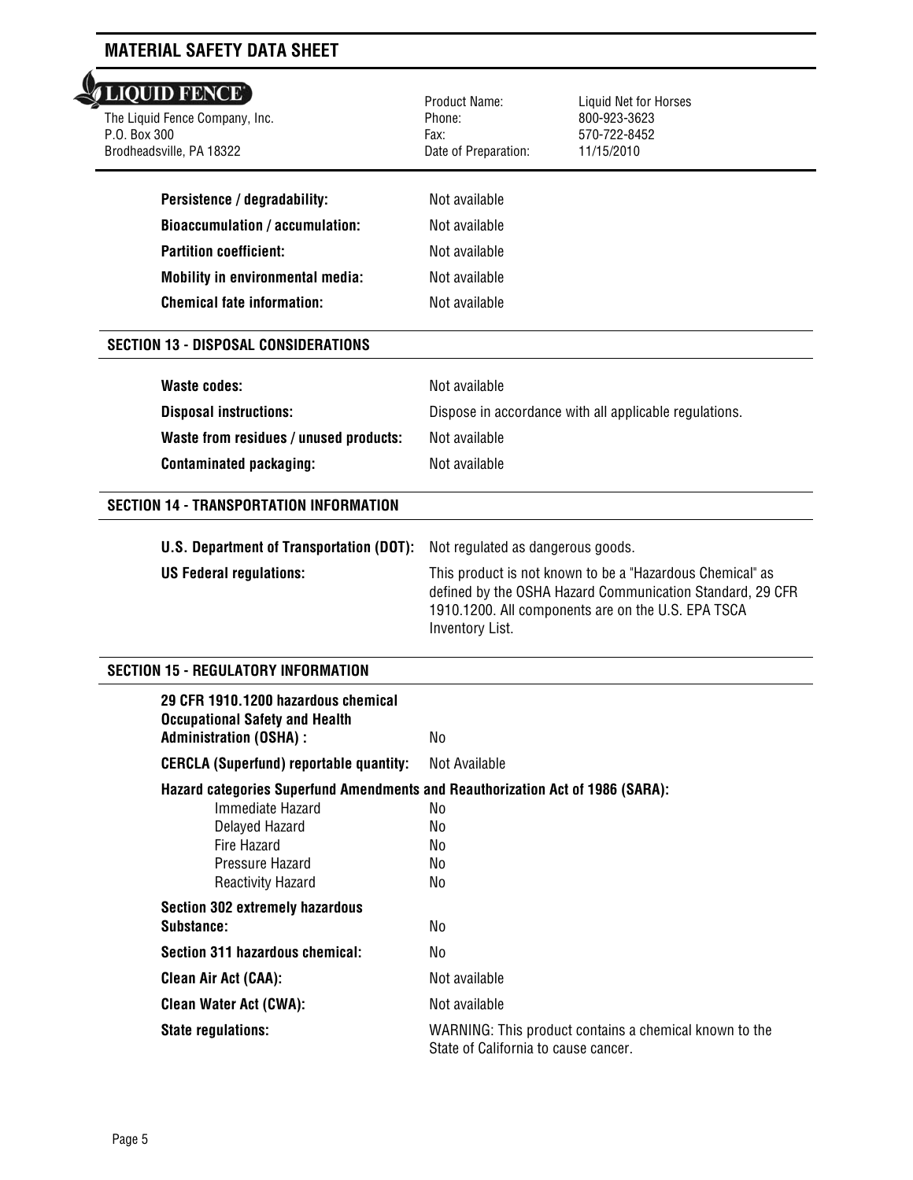| | |
|---|---|
| **Persistence / degradability:** | Not available |
| **Bioaccumulation / accumulation:** | Not available |
| **Partition coefficient:** | Not available |
| **Mobility in environmental media:** | Not available |
| **Chemical fate information:** | Not available |

## SECTION 13 - DISPOSAL CONSIDERATIONS

| | |
|---|---|
| **Waste codes:** | Not available |
| **Disposal instructions:** | Dispose in accordance with all applicable regulations. |
| **Waste from residues / unused products:** | Not available |
| **Contaminated packaging:** | Not available |

## SECTION 14 - TRANSPORTATION INFORMATION

| | |
|---|---|
| **U.S. Department of Transportation (DOT):** | Not regulated as dangerous goods. |
| **US Federal regulations:** | This product is not known to be a "Hazardous Chemical" as defined by the OSHA Hazard Communication Standard, 29 CFR 1910.1200. All components are on the U.S. EPA TSCA Inventory List. |

## SECTION 15 - REGULATORY INFORMATION

| | |
|---|---|
| **29 CFR 1910.1200 hazardous chemical Occupational Safety and Health Administration (OSHA) :** | No |
| **CERCLA (Superfund) reportable quantity:** | Not Available |

**Hazard categories Superfund Amendments and Reauthorization Act of 1986 (SARA):**

| | |
|---|---|
| Immediate Hazard | No |
| Delayed Hazard | No |
| Fire Hazard | No |
| Pressure Hazard | No |
| Reactivity Hazard | No |

| | |
|---|---|
| **Section 302 extremely hazardous Substance:** | No |
| **Section 311 hazardous chemical:** | No |
| **Clean Air Act (CAA):** | Not available |
| **Clean Water Act (CWA):** | Not available |
| **State regulations:** | WARNING: This product contains a chemical known to the State of California to cause cancer. |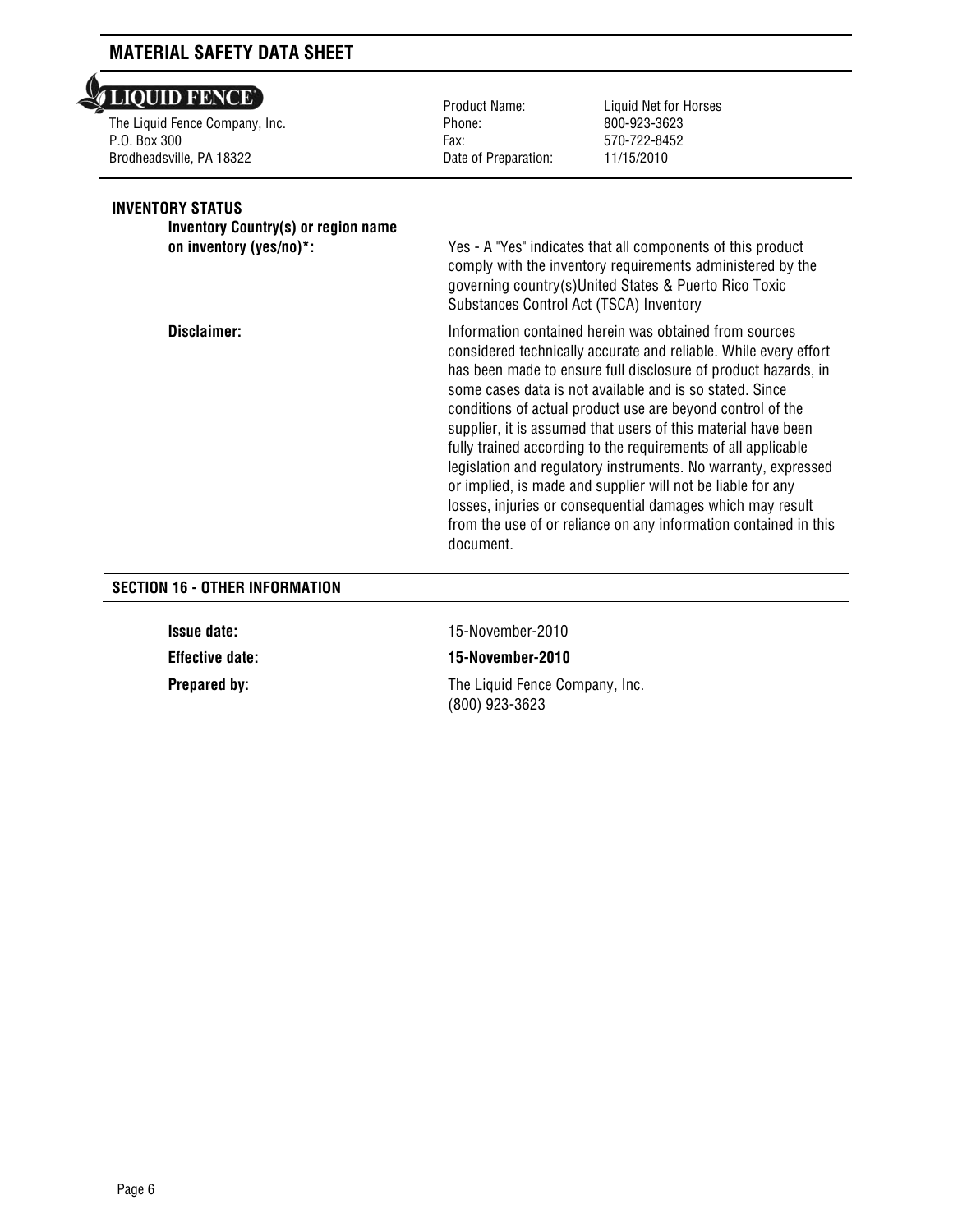## MATERIAL SAFETY DATA SHEET

**LIQUID FENCE**

The Liquid Fence Company, Inc.
P.O. Box 300
Brodheadsville, PA 18322

| | |
|---|---|
| Product Name: | Liquid Net for Horses |
| Phone: | 800-923-3623 |
| Fax: | 570-722-8452 |
| Date of Preparation: | 11/15/2010 |

### INVENTORY STATUS

**Inventory Country(s) or region name on inventory (yes/no)*:** Yes - A "Yes" indicates that all components of this product comply with the inventory requirements administered by the governing country(s)United States & Puerto Rico Toxic Substances Control Act (TSCA) Inventory

**Disclaimer:** Information contained herein was obtained from sources considered technically accurate and reliable. While every effort has been made to ensure full disclosure of product hazards, in some cases data is not available and is so stated. Since conditions of actual product use are beyond control of the supplier, it is assumed that users of this material have been fully trained according to the requirements of all applicable legislation and regulatory instruments. No warranty, expressed or implied, is made and supplier will not be liable for any losses, injuries or consequential damages which may result from the use of or reliance on any information contained in this document.

### SECTION 16 - OTHER INFORMATION

**Issue date:** 15-November-2010

**Effective date:** **15-November-2010**

**Prepared by:** The Liquid Fence Company, Inc.
(800) 923-3623